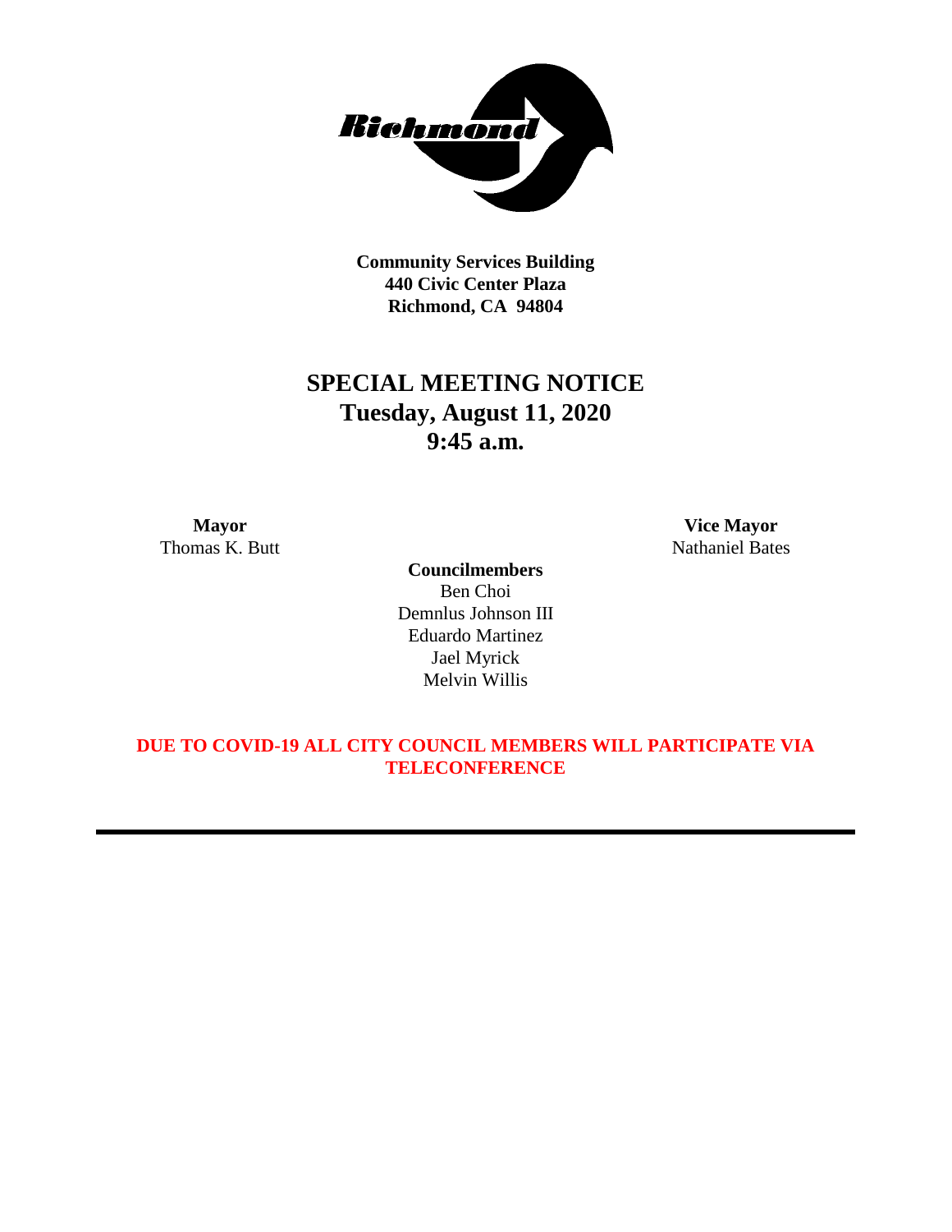**Community Services Building**
**440 Civic Center Plaza**
**Richmond, CA 94804**

# SPECIAL MEETING NOTICE
## Tuesday, August 11, 2020
## 9:45 a.m.

**Mayor**
Thomas K. Butt

**Vice Mayor**
Nathaniel Bates

**Councilmembers**
Ben Choi
Demnlus Johnson III
Eduardo Martinez
Jael Myrick
Melvin Willis

**DUE TO COVID-19 ALL CITY COUNCIL MEMBERS WILL PARTICIPATE VIA TELECONFERENCE**

---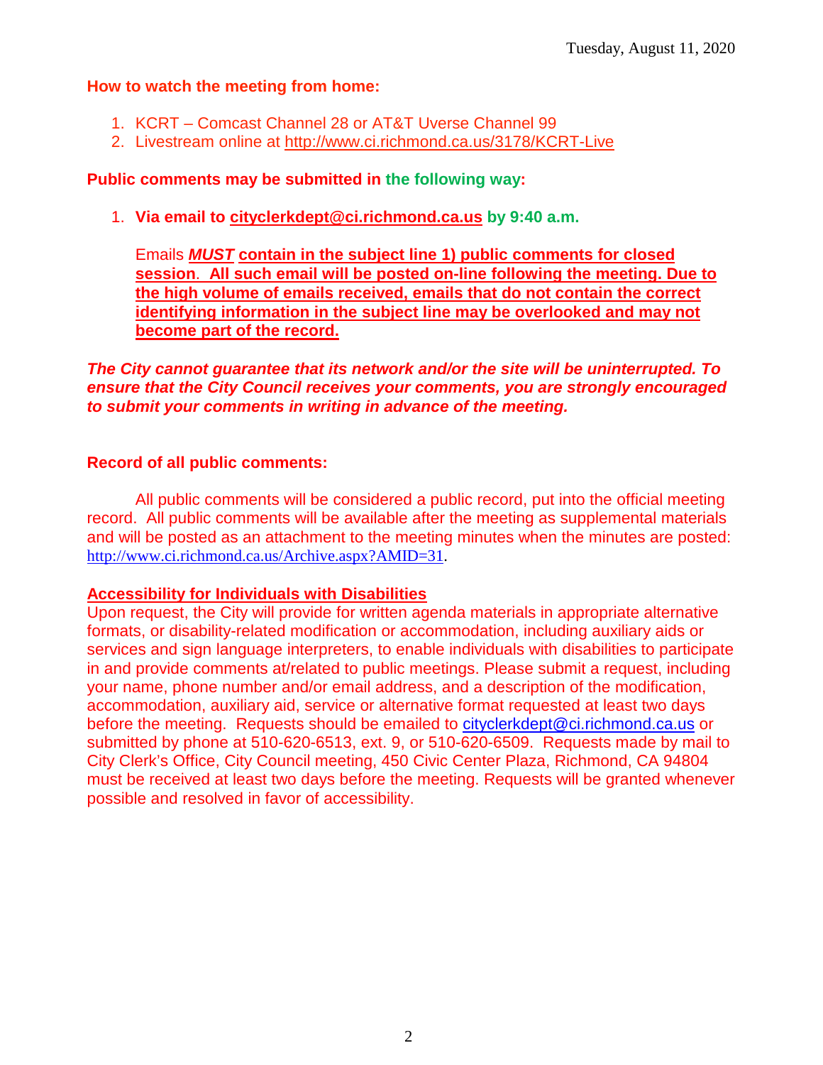Tuesday, August 11, 2020

**How to watch the meeting from home:**

1. KCRT – Comcast Channel 28 or AT&T Uverse Channel 99
2. Livestream online at http://www.ci.richmond.ca.us/3178/KCRT-Live

**Public comments may be submitted in the following way:**

1. **Via email to cityclerkdept@ci.richmond.ca.us by 9:40 a.m.**

   Emails ***MUST*** **contain in the subject line 1) public comments for closed session. All such email will be posted on-line following the meeting. Due to the high volume of emails received, emails that do not contain the correct identifying information in the subject line may be overlooked and may not become part of the record.**

***The City cannot guarantee that its network and/or the site will be uninterrupted. To ensure that the City Council receives your comments, you are strongly encouraged to submit your comments in writing in advance of the meeting.***

**Record of all public comments:**

All public comments will be considered a public record, put into the official meeting record. All public comments will be available after the meeting as supplemental materials and will be posted as an attachment to the meeting minutes when the minutes are posted: http://www.ci.richmond.ca.us/Archive.aspx?AMID=31.

**Accessibility for Individuals with Disabilities**

Upon request, the City will provide for written agenda materials in appropriate alternative formats, or disability-related modification or accommodation, including auxiliary aids or services and sign language interpreters, to enable individuals with disabilities to participate in and provide comments at/related to public meetings. Please submit a request, including your name, phone number and/or email address, and a description of the modification, accommodation, auxiliary aid, service or alternative format requested at least two days before the meeting. Requests should be emailed to cityclerkdept@ci.richmond.ca.us or submitted by phone at 510-620-6513, ext. 9, or 510-620-6509. Requests made by mail to City Clerk's Office, City Council meeting, 450 Civic Center Plaza, Richmond, CA 94804 must be received at least two days before the meeting. Requests will be granted whenever possible and resolved in favor of accessibility.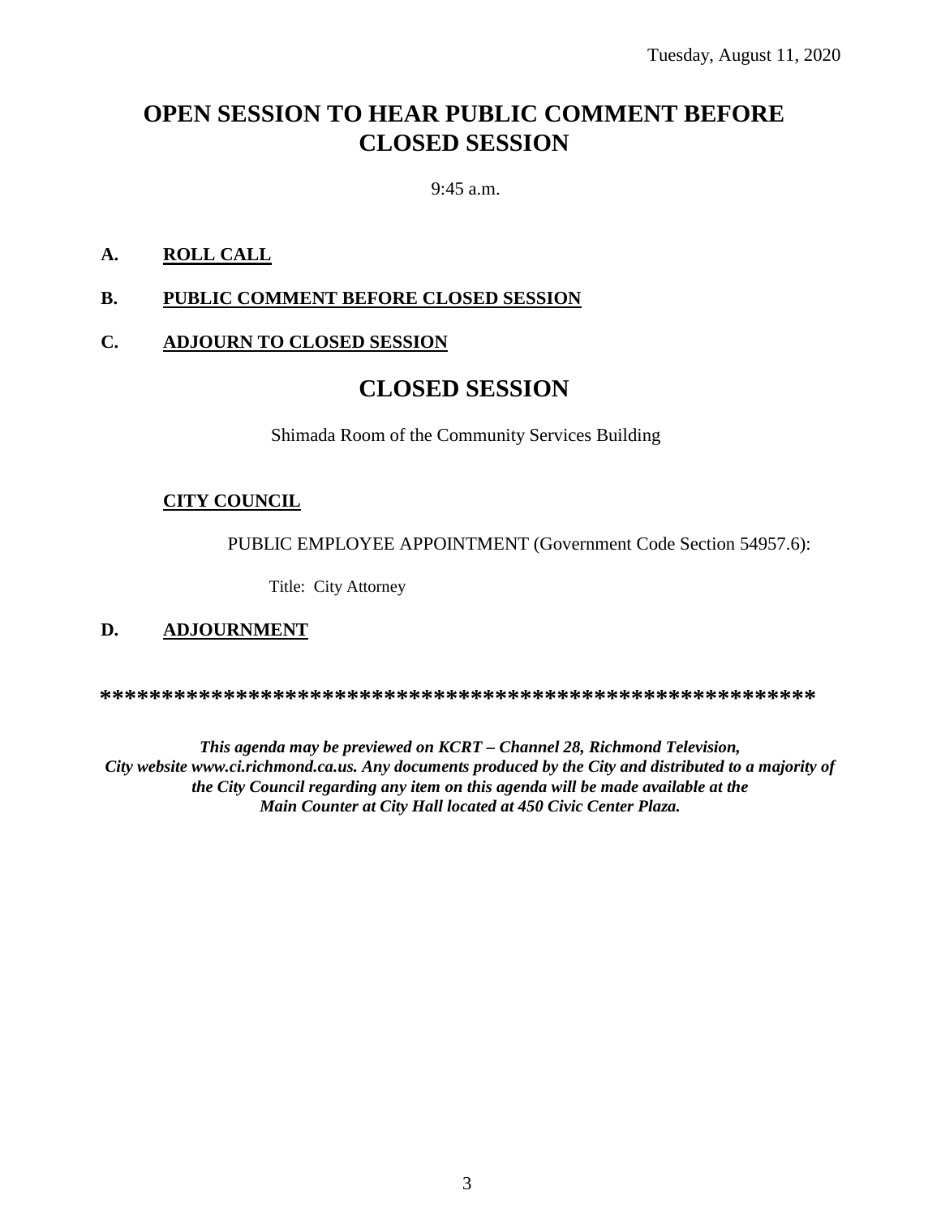# OPEN SESSION TO HEAR PUBLIC COMMENT BEFORE CLOSED SESSION

9:45 a.m.

**A. ROLL CALL**

**B. PUBLIC COMMENT BEFORE CLOSED SESSION**

**C. ADJOURN TO CLOSED SESSION**

# CLOSED SESSION

Shimada Room of the Community Services Building

**CITY COUNCIL**

PUBLIC EMPLOYEE APPOINTMENT (Government Code Section 54957.6):

Title: City Attorney

**D. ADJOURNMENT**

**********************************************************

***This agenda may be previewed on KCRT – Channel 28, Richmond Television, City website www.ci.richmond.ca.us. Any documents produced by the City and distributed to a majority of the City Council regarding any item on this agenda will be made available at the Main Counter at City Hall located at 450 Civic Center Plaza.***